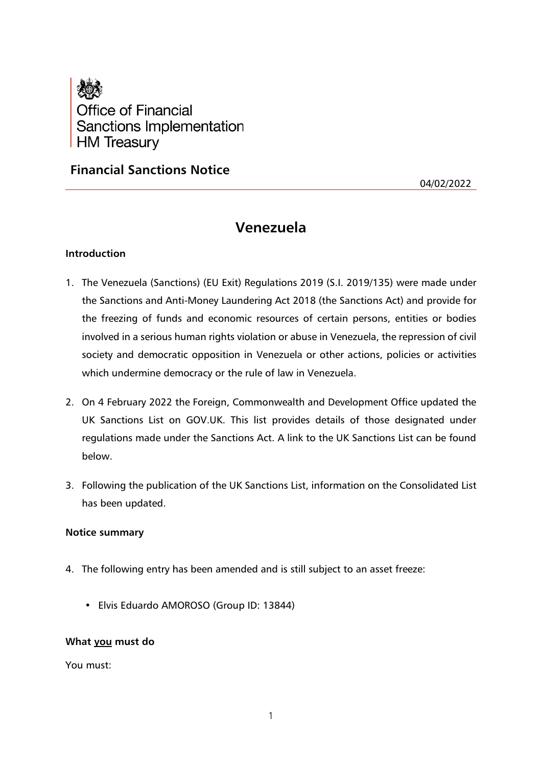Office of Financial
Sanctions Implementation
HM Treasury

## Financial Sanctions Notice

04/02/2022

# Venezuela

### Introduction

1. The Venezuela (Sanctions) (EU Exit) Regulations 2019 (S.I. 2019/135) were made under the Sanctions and Anti-Money Laundering Act 2018 (the Sanctions Act) and provide for the freezing of funds and economic resources of certain persons, entities or bodies involved in a serious human rights violation or abuse in Venezuela, the repression of civil society and democratic opposition in Venezuela or other actions, policies or activities which undermine democracy or the rule of law in Venezuela.

2. On 4 February 2022 the Foreign, Commonwealth and Development Office updated the UK Sanctions List on GOV.UK. This list provides details of those designated under regulations made under the Sanctions Act. A link to the UK Sanctions List can be found below.

3. Following the publication of the UK Sanctions List, information on the Consolidated List has been updated.

### Notice summary

4. The following entry has been amended and is still subject to an asset freeze:

   - Elvis Eduardo AMOROSO (Group ID: 13844)

### What you must do

You must: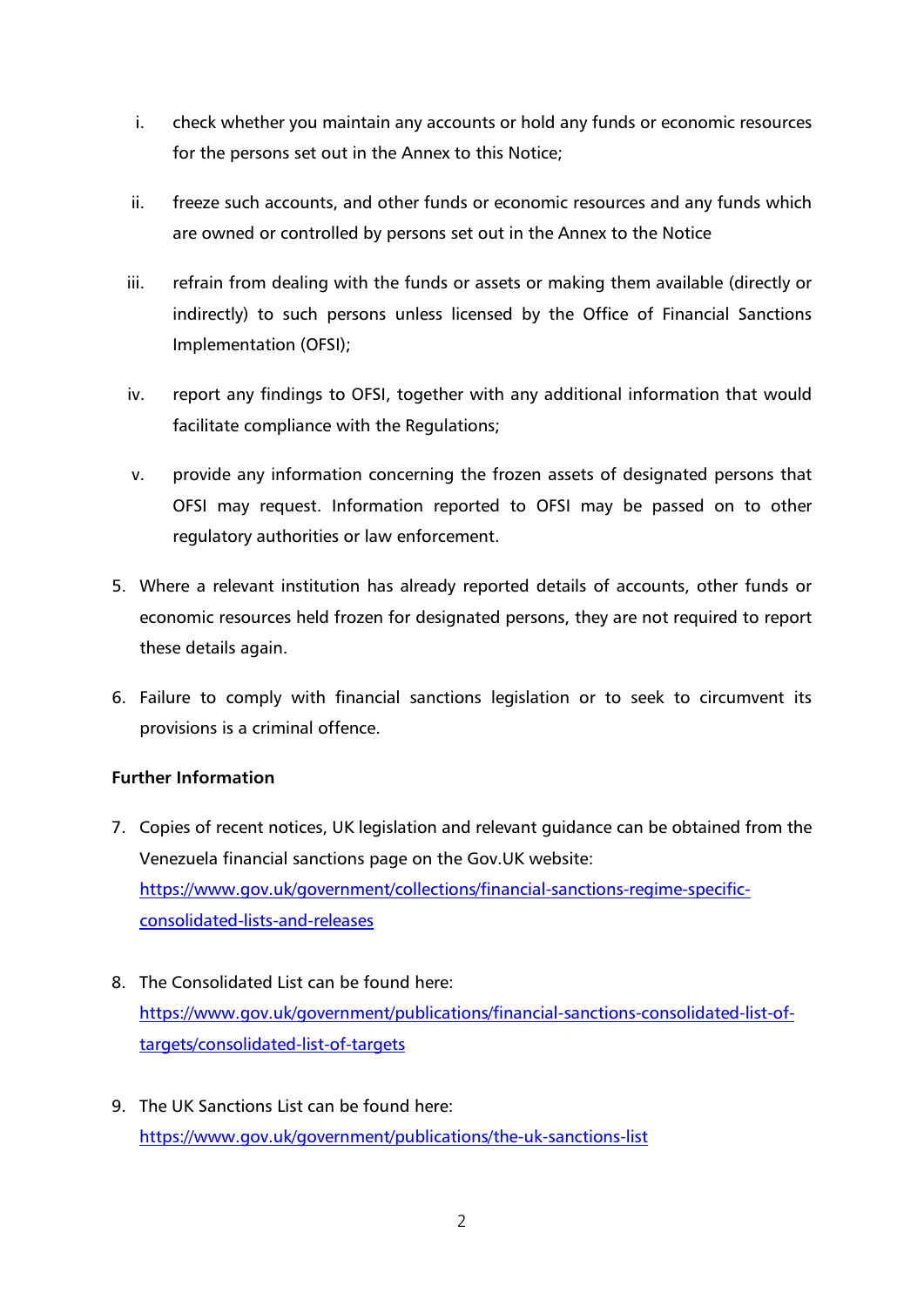i. check whether you maintain any accounts or hold any funds or economic resources for the persons set out in the Annex to this Notice;

ii. freeze such accounts, and other funds or economic resources and any funds which are owned or controlled by persons set out in the Annex to the Notice

iii. refrain from dealing with the funds or assets or making them available (directly or indirectly) to such persons unless licensed by the Office of Financial Sanctions Implementation (OFSI);

iv. report any findings to OFSI, together with any additional information that would facilitate compliance with the Regulations;

v. provide any information concerning the frozen assets of designated persons that OFSI may request. Information reported to OFSI may be passed on to other regulatory authorities or law enforcement.

5. Where a relevant institution has already reported details of accounts, other funds or economic resources held frozen for designated persons, they are not required to report these details again.

6. Failure to comply with financial sanctions legislation or to seek to circumvent its provisions is a criminal offence.

**Further Information**

7. Copies of recent notices, UK legislation and relevant guidance can be obtained from the Venezuela financial sanctions page on the Gov.UK website: https://www.gov.uk/government/collections/financial-sanctions-regime-specific-consolidated-lists-and-releases

8. The Consolidated List can be found here: https://www.gov.uk/government/publications/financial-sanctions-consolidated-list-of-targets/consolidated-list-of-targets

9. The UK Sanctions List can be found here: https://www.gov.uk/government/publications/the-uk-sanctions-list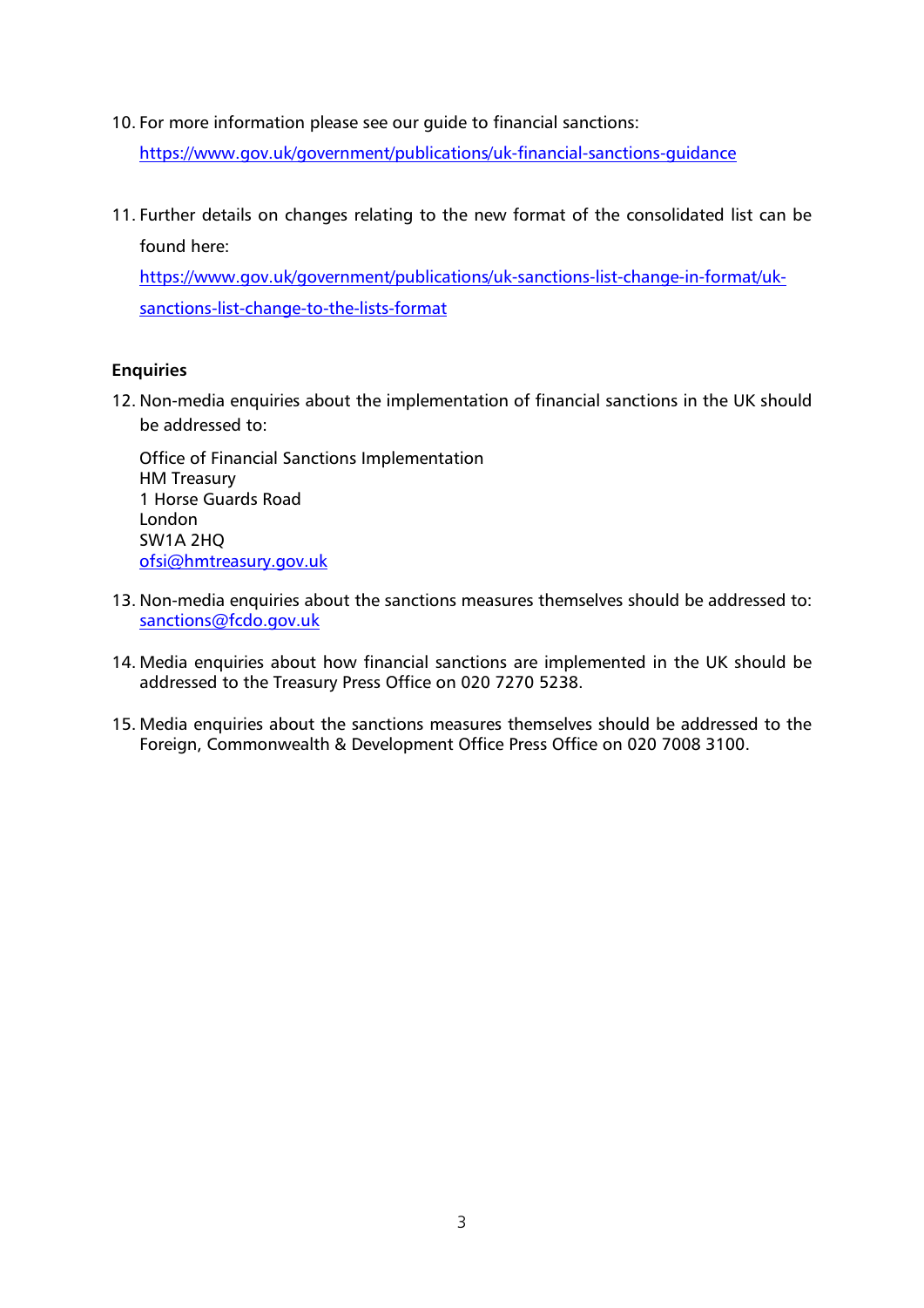10. For more information please see our guide to financial sanctions:
    https://www.gov.uk/government/publications/uk-financial-sanctions-guidance

11. Further details on changes relating to the new format of the consolidated list can be found here:
    https://www.gov.uk/government/publications/uk-sanctions-list-change-in-format/uk-sanctions-list-change-to-the-lists-format

**Enquiries**

12. Non-media enquiries about the implementation of financial sanctions in the UK should be addressed to:

    Office of Financial Sanctions Implementation
    HM Treasury
    1 Horse Guards Road
    London
    SW1A 2HQ
    ofsi@hmtreasury.gov.uk

13. Non-media enquiries about the sanctions measures themselves should be addressed to: sanctions@fcdo.gov.uk

14. Media enquiries about how financial sanctions are implemented in the UK should be addressed to the Treasury Press Office on 020 7270 5238.

15. Media enquiries about the sanctions measures themselves should be addressed to the Foreign, Commonwealth & Development Office Press Office on 020 7008 3100.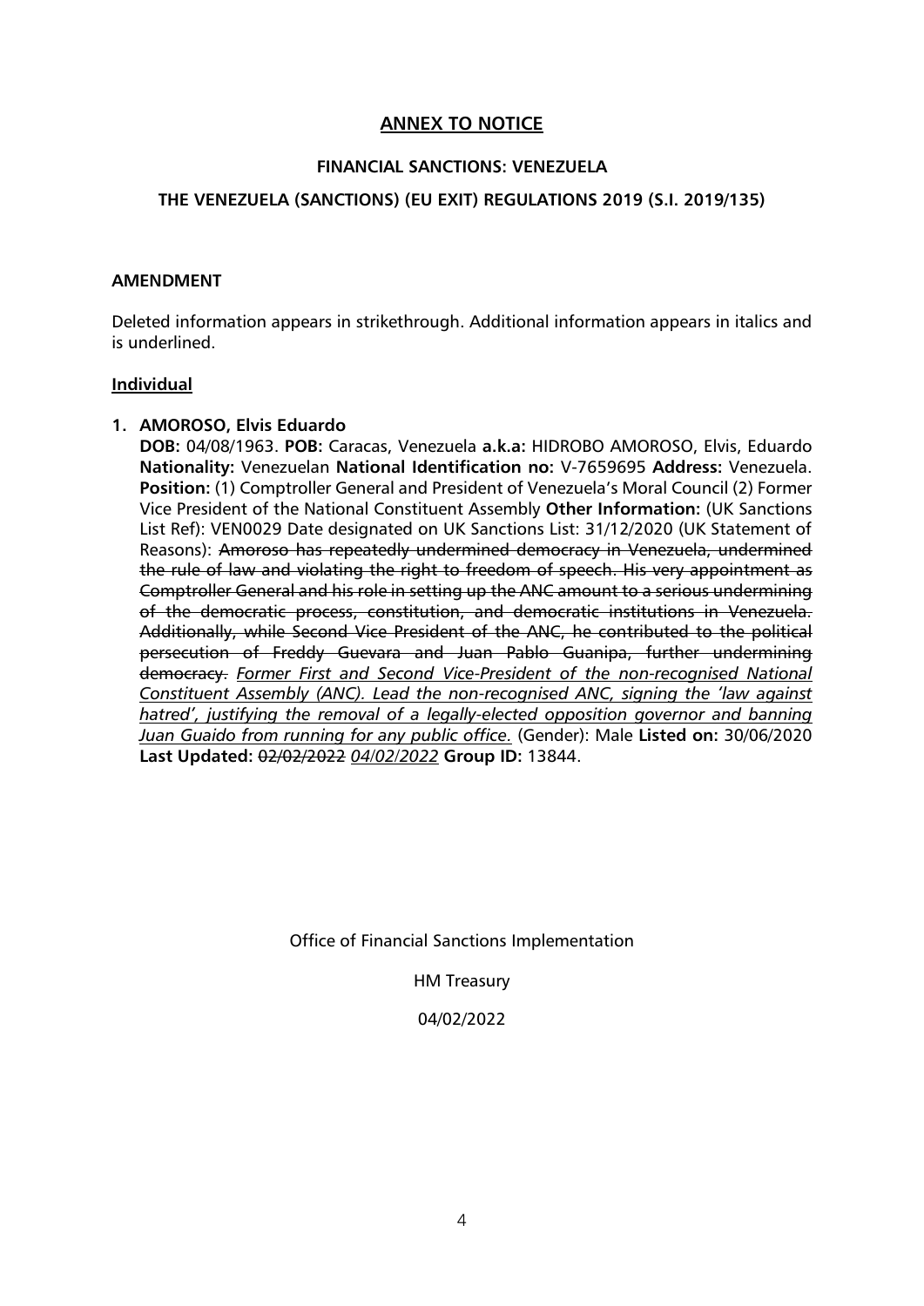## ANNEX TO NOTICE

### FINANCIAL SANCTIONS: VENEZUELA

### THE VENEZUELA (SANCTIONS) (EU EXIT) REGULATIONS 2019 (S.I. 2019/135)

**AMENDMENT**

Deleted information appears in strikethrough. Additional information appears in italics and is underlined.

**Individual**

1. **AMOROSO, Elvis Eduardo**
   **DOB:** 04/08/1963. **POB:** Caracas, Venezuela **a.k.a:** HIDROBO AMOROSO, Elvis, Eduardo **Nationality:** Venezuelan **National Identification no:** V-7659695 **Address:** Venezuela. **Position:** (1) Comptroller General and President of Venezuela's Moral Council (2) Former Vice President of the National Constituent Assembly **Other Information:** (UK Sanctions List Ref): VEN0029 Date designated on UK Sanctions List: 31/12/2020 (UK Statement of Reasons): ~~Amoroso has repeatedly undermined democracy in Venezuela, undermined the rule of law and violating the right to freedom of speech. His very appointment as Comptroller General and his role in setting up the ANC amount to a serious undermining of the democratic process, constitution, and democratic institutions in Venezuela. Additionally, while Second Vice President of the ANC, he contributed to the political persecution of Freddy Guevara and Juan Pablo Guanipa, further undermining democracy.~~ <u>*Former First and Second Vice-President of the non-recognised National Constituent Assembly (ANC). Lead the non-recognised ANC, signing the 'law against hatred', justifying the removal of a legally-elected opposition governor and banning Juan Guaido from running for any public office.*</u> (Gender): Male **Listed on:** 30/06/2020 **Last Updated:** ~~02/02/2022~~ <u>*04/02/2022*</u> **Group ID:** 13844.

Office of Financial Sanctions Implementation

HM Treasury

04/02/2022